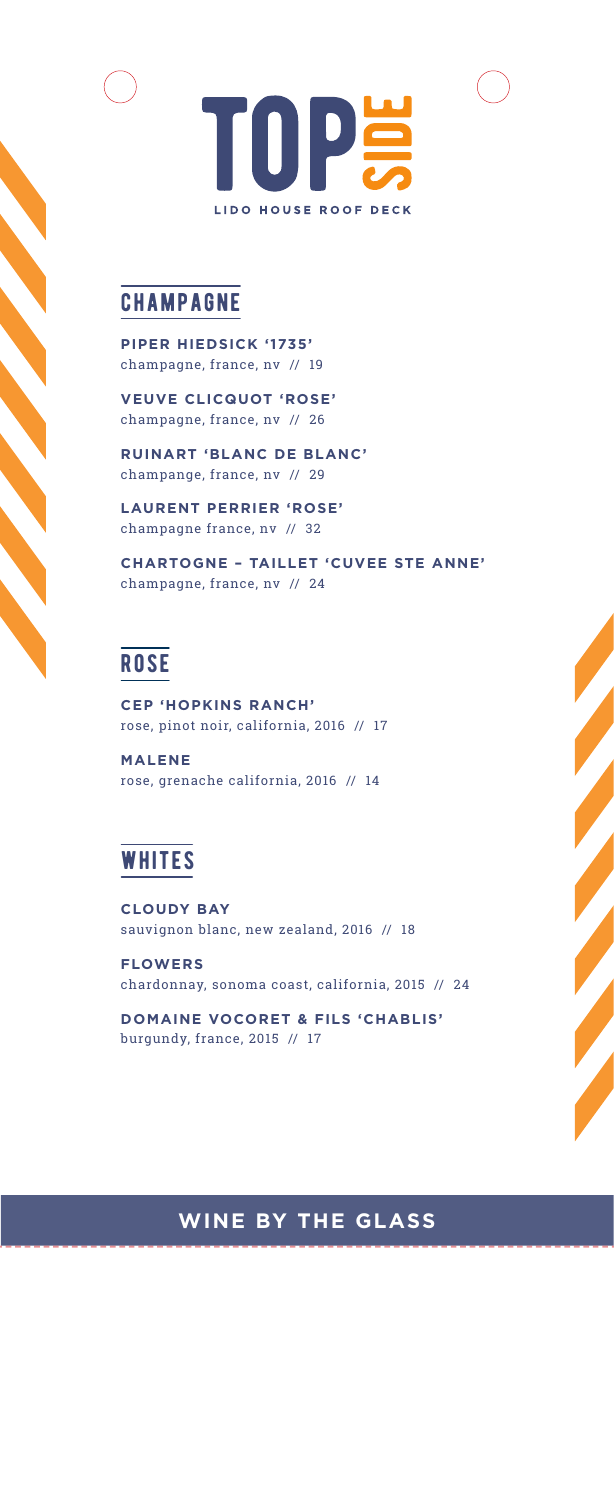# TOPSIDE

LIDO HOUSE ROOF DECK

## CHAMPAGNE

**PIPER HIEDSICK '1735'**
champagne, france, nv // 19

**VEUVE CLICQUOT 'ROSE'**
champagne, france, nv // 26

**RUINART 'BLANC DE BLANC'**
champange, france, nv // 29

**LAURENT PERRIER 'ROSE'**
champagne france, nv // 32

**CHARTOGNE – TAILLET 'CUVEE STE ANNE'**
champagne, france, nv // 24

## ROSE

**CEP 'HOPKINS RANCH'**
rose, pinot noir, california, 2016 // 17

**MALENE**
rose, grenache california, 2016 // 14

## WHITES

**CLOUDY BAY**
sauvignon blanc, new zealand, 2016 // 18

**FLOWERS**
chardonnay, sonoma coast, california, 2015 // 24

**DOMAINE VOCORET & FILS 'CHABLIS'**
burgundy, france, 2015 // 17

**WINE BY THE GLASS**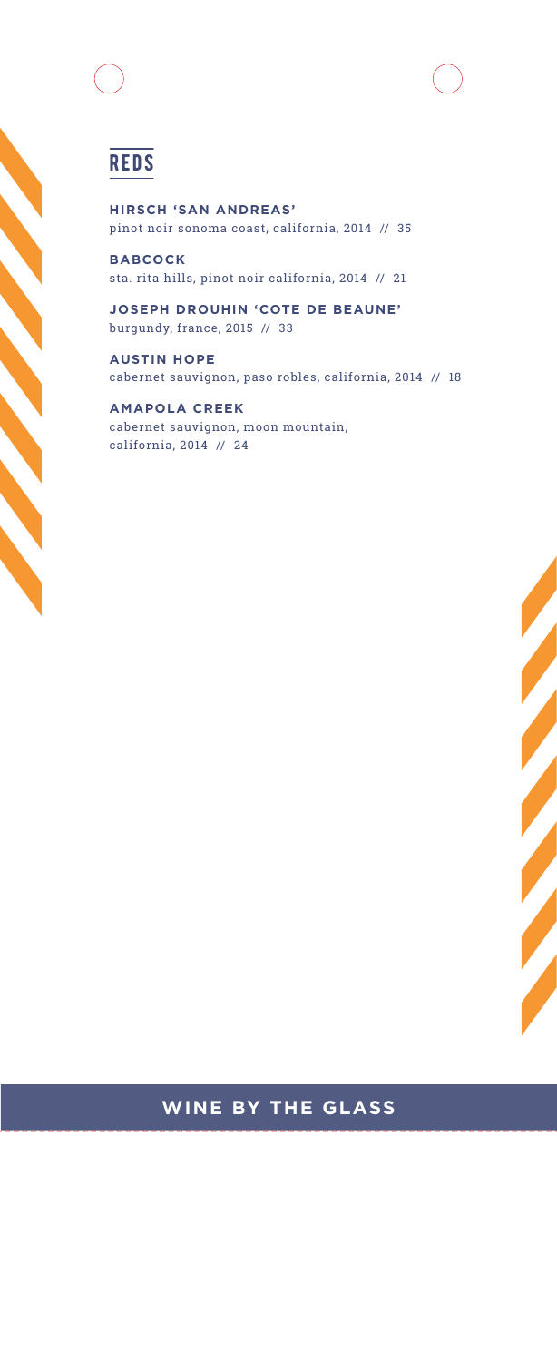# REDS

**HIRSCH 'SAN ANDREAS'**
pinot noir sonoma coast, california, 2014 // 35

**BABCOCK**
sta. rita hills, pinot noir california, 2014 // 21

**JOSEPH DROUHIN 'COTE DE BEAUNE'**
burgundy, france, 2015 // 33

**AUSTIN HOPE**
cabernet sauvignon, paso robles, california, 2014 // 18

**AMAPOLA CREEK**
cabernet sauvignon, moon mountain, california, 2014 // 24

## WINE BY THE GLASS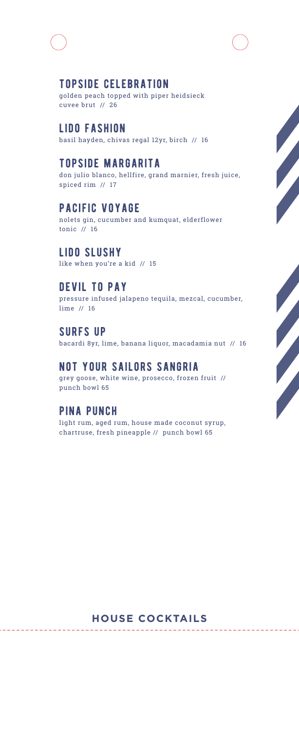## TOPSIDE CELEBRATION

golden peach topped with piper heidsieck cuvee brut // 26

## LIDO FASHION

basil hayden, chivas regal 12yr, birch // 16

## TOPSIDE MARGARITA

don julio blanco, hellfire, grand marnier, fresh juice, spiced rim // 17

## PACIFIC VOYAGE

nolets gin, cucumber and kumquat, elderflower tonic // 16

## LIDO SLUSHY

like when you're a kid // 15

## DEVIL TO PAY

pressure infused jalapeno tequila, mezcal, cucumber, lime // 16

## SURFS UP

bacardi 8yr, lime, banana liquor, macadamia nut // 16

## NOT YOUR SAILORS SANGRIA

grey goose, white wine, prosecco, frozen fruit // punch bowl 65

## PINA PUNCH

light rum, aged rum, house made coconut syrup, chartruse, fresh pineapple // punch bowl 65

# HOUSE COCKTAILS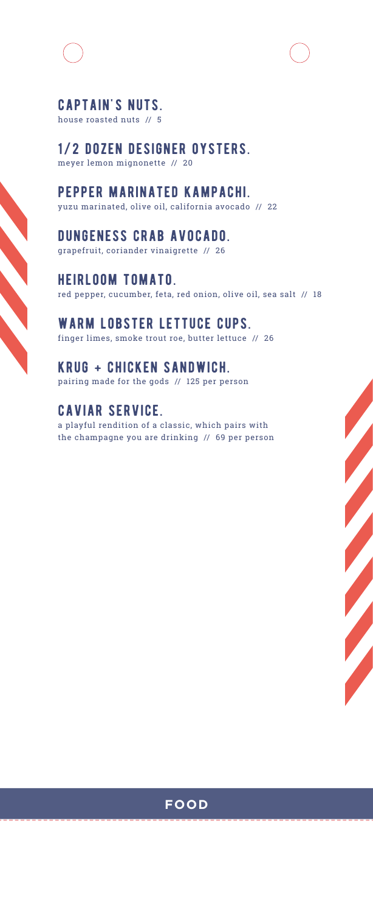## CAPTAIN'S NUTS.

house roasted nuts // 5

## 1/2 DOZEN DESIGNER OYSTERS.

meyer lemon mignonette // 20

## PEPPER MARINATED KAMPACHI.

yuzu marinated, olive oil, california avocado // 22

## DUNGENESS CRAB AVOCADO.

grapefruit, coriander vinaigrette // 26

## HEIRLOOM TOMATO.

red pepper, cucumber, feta, red onion, olive oil, sea salt // 18

## WARM LOBSTER LETTUCE CUPS.

finger limes, smoke trout roe, butter lettuce // 26

## KRUG + CHICKEN SANDWICH.

pairing made for the gods // 125 per person

## CAVIAR SERVICE.

a playful rendition of a classic, which pairs with the champagne you are drinking // 69 per person

**FOOD**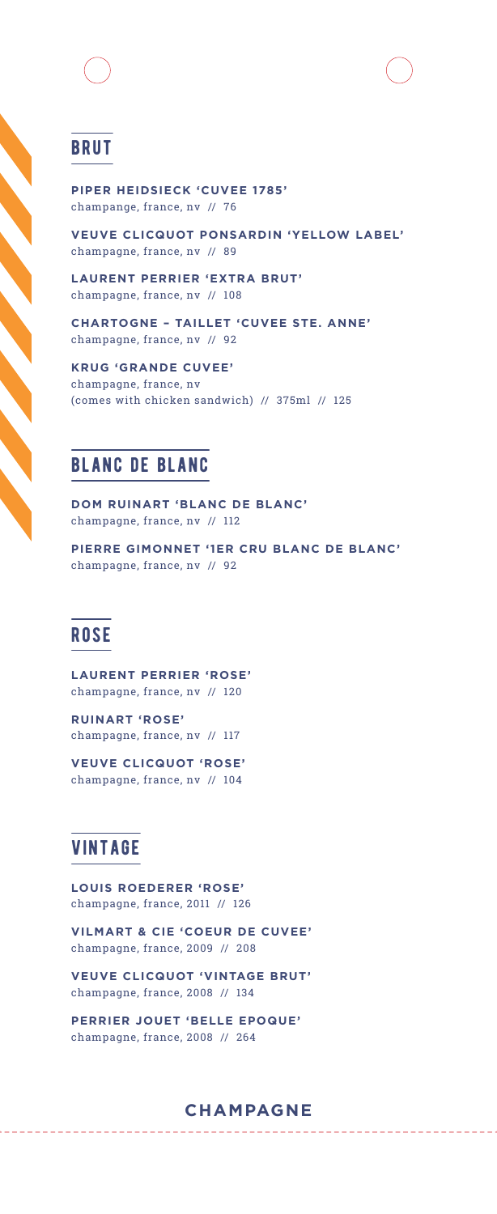# CHAMPAGNE

## BRUT

**PIPER HEIDSIECK 'CUVEE 1785'**
champange, france, nv // 76

**VEUVE CLICQUOT PONSARDIN 'YELLOW LABEL'**
champagne, france, nv // 89

**LAURENT PERRIER 'EXTRA BRUT'**
champagne, france, nv // 108

**CHARTOGNE – TAILLET 'CUVEE STE. ANNE'**
champagne, france, nv // 92

**KRUG 'GRANDE CUVEE'**
champagne, france, nv
(comes with chicken sandwich) // 375ml // 125

## BLANC DE BLANC

**DOM RUINART 'BLANC DE BLANC'**
champagne, france, nv // 112

**PIERRE GIMONNET '1ER CRU BLANC DE BLANC'**
champagne, france, nv // 92

## ROSE

**LAURENT PERRIER 'ROSE'**
champagne, france, nv // 120

**RUINART 'ROSE'**
champagne, france, nv // 117

**VEUVE CLICQUOT 'ROSE'**
champagne, france, nv // 104

## VINTAGE

**LOUIS ROEDERER 'ROSE'**
champagne, france, 2011 // 126

**VILMART & CIE 'COEUR DE CUVEE'**
champagne, france, 2009 // 208

**VEUVE CLICQUOT 'VINTAGE BRUT'**
champagne, france, 2008 // 134

**PERRIER JOUET 'BELLE EPOQUE'**
champagne, france, 2008 // 264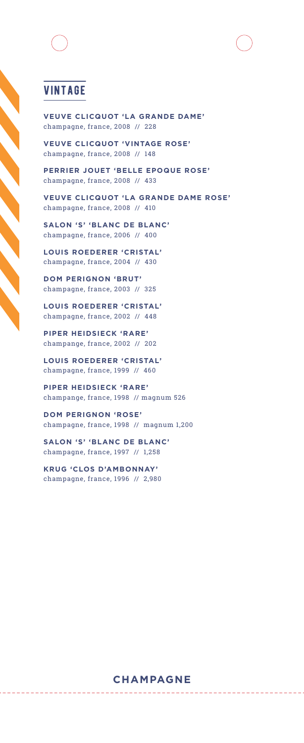## VINTAGE

**VEUVE CLICQUOT 'LA GRANDE DAME'**
champagne, france, 2008 // 228

**VEUVE CLICQUOT 'VINTAGE ROSE'**
champagne, france, 2008 // 148

**PERRIER JOUET 'BELLE EPOQUE ROSE'**
champagne, france, 2008 // 433

**VEUVE CLICQUOT 'LA GRANDE DAME ROSE'**
champagne, france, 2008 // 410

**SALON 'S' 'BLANC DE BLANC'**
champagne, france, 2006 // 400

**LOUIS ROEDERER 'CRISTAL'**
champagne, france, 2004 // 430

**DOM PERIGNON 'BRUT'**
champagne, france, 2003 // 325

**LOUIS ROEDERER 'CRISTAL'**
champagne, france, 2002 // 448

**PIPER HEIDSIECK 'RARE'**
champange, france, 2002 // 202

**LOUIS ROEDERER 'CRISTAL'**
champagne, france, 1999 // 460

**PIPER HEIDSIECK 'RARE'**
champange, france, 1998 // magnum 526

**DOM PERIGNON 'ROSE'**
champagne, france, 1998 // magnum 1,200

**SALON 'S' 'BLANC DE BLANC'**
champagne, france, 1997 // 1,258

**KRUG 'CLOS D'AMBONNAY'**
champagne, france, 1996 // 2,980

**CHAMPAGNE**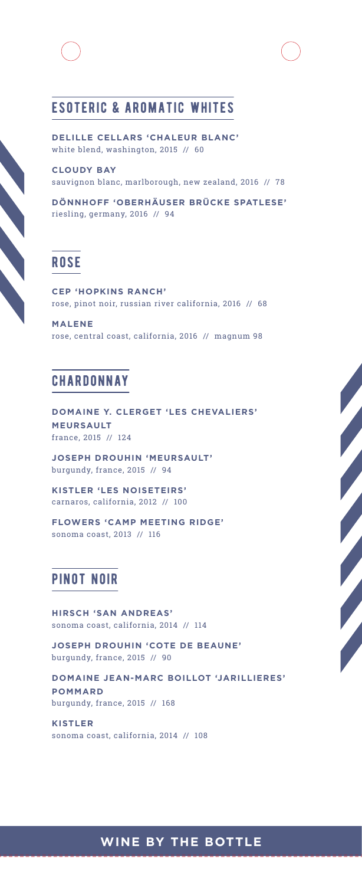## ESOTERIC & AROMATIC WHITES

**DELILLE CELLARS 'CHALEUR BLANC'**
white blend, washington, 2015 // 60

**CLOUDY BAY**
sauvignon blanc, marlborough, new zealand, 2016 // 78

**DÖNNHOFF 'OBERHÄUSER BRÜCKE SPATLESE'**
riesling, germany, 2016 // 94

## ROSE

**CEP 'HOPKINS RANCH'**
rose, pinot noir, russian river california, 2016 // 68

**MALENE**
rose, central coast, california, 2016 // magnum 98

## CHARDONNAY

**DOMAINE Y. CLERGET 'LES CHEVALIERS' MEURSAULT**
france, 2015 // 124

**JOSEPH DROUHIN 'MEURSAULT'**
burgundy, france, 2015 // 94

**KISTLER 'LES NOISETEIRS'**
carnaros, california, 2012 // 100

**FLOWERS 'CAMP MEETING RIDGE'**
sonoma coast, 2013 // 116

## PINOT NOIR

**HIRSCH 'SAN ANDREAS'**
sonoma coast, california, 2014 // 114

**JOSEPH DROUHIN 'COTE DE BEAUNE'**
burgundy, france, 2015 // 90

**DOMAINE JEAN-MARC BOILLOT 'JARILLIERES' POMMARD**
burgundy, france, 2015 // 168

**KISTLER**
sonoma coast, california, 2014 // 108

**WINE BY THE BOTTLE**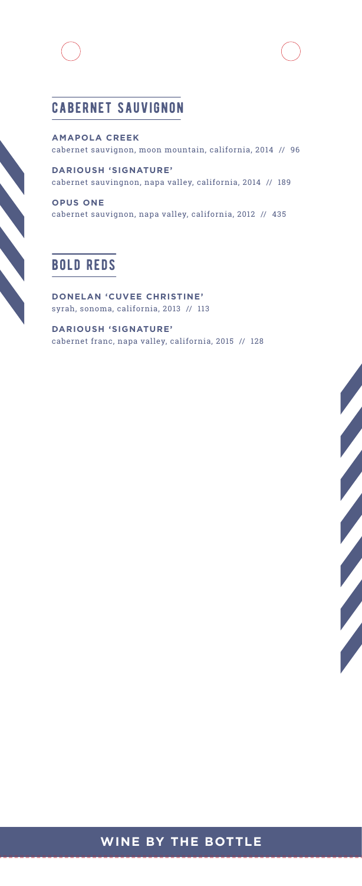## CABERNET SAUVIGNON

**AMAPOLA CREEK**
cabernet sauvignon, moon mountain, california, 2014 // 96

**DARIOUSH 'SIGNATURE'**
cabernet sauvingnon, napa valley, california, 2014 // 189

**OPUS ONE**
cabernet sauvignon, napa valley, california, 2012 // 435

## BOLD REDS

**DONELAN 'CUVEE CHRISTINE'**
syrah, sonoma, california, 2013 // 113

**DARIOUSH 'SIGNATURE'**
cabernet franc, napa valley, california, 2015 // 128

**WINE BY THE BOTTLE**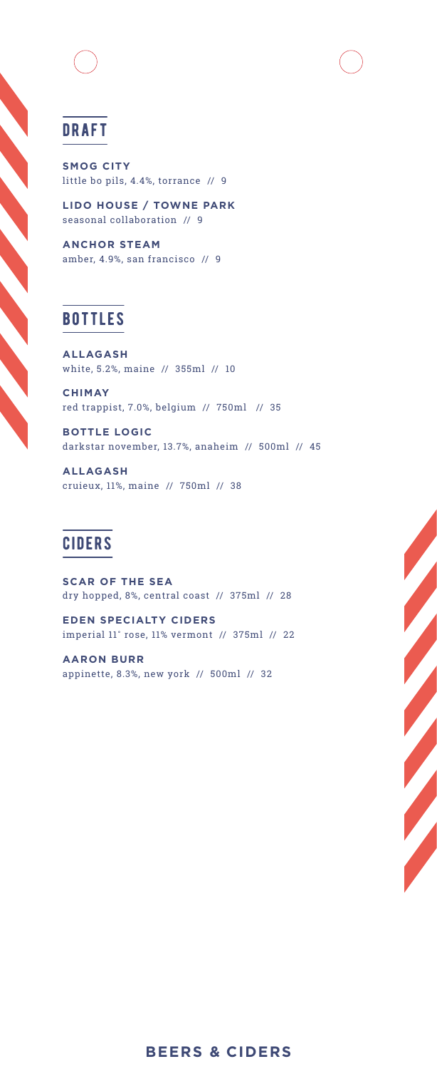## DRAFT

**SMOG CITY**
little bo pils, 4.4%, torrance // 9

**LIDO HOUSE / TOWNE PARK**
seasonal collaboration // 9

**ANCHOR STEAM**
amber, 4.9%, san francisco // 9

## BOTTLES

**ALLAGASH**
white, 5.2%, maine // 355ml // 10

**CHIMAY**
red trappist, 7.0%, belgium // 750ml // 35

**BOTTLE LOGIC**
darkstar november, 13.7%, anaheim // 500ml // 45

**ALLAGASH**
cruieux, 11%, maine // 750ml // 38

## CIDERS

**SCAR OF THE SEA**
dry hopped, 8%, central coast // 375ml // 28

**EDEN SPECIALTY CIDERS**
imperial 11° rose, 11% vermont // 375ml // 22

**AARON BURR**
appinette, 8.3%, new york // 500ml // 32

**BEERS & CIDERS**